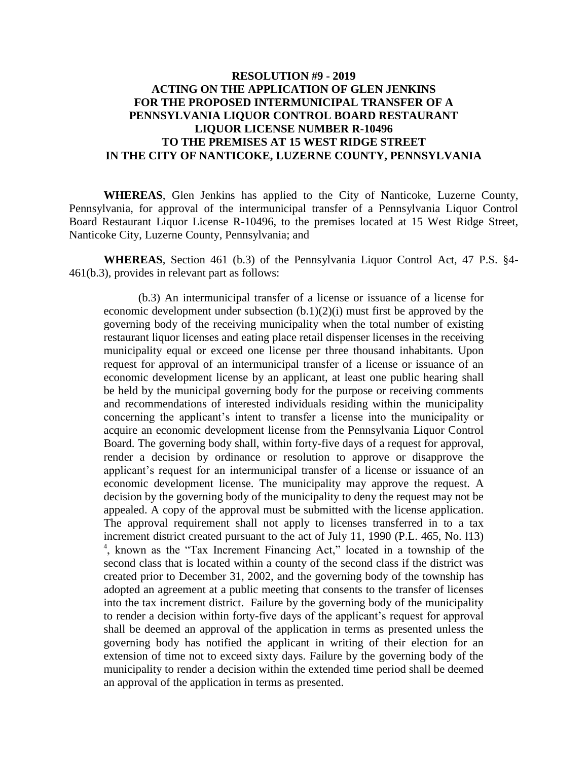# RESOLUTION #9 - 2019
# ACTING ON THE APPLICATION OF GLEN JENKINS FOR THE PROPOSED INTERMUNICIPAL TRANSFER OF A PENNSYLVANIA LIQUOR CONTROL BOARD RESTAURANT LIQUOR LICENSE NUMBER R-10496 TO THE PREMISES AT 15 WEST RIDGE STREET IN THE CITY OF NANTICOKE, LUZERNE COUNTY, PENNSYLVANIA

**WHEREAS**, Glen Jenkins has applied to the City of Nanticoke, Luzerne County, Pennsylvania, for approval of the intermunicipal transfer of a Pennsylvania Liquor Control Board Restaurant Liquor License R-10496, to the premises located at 15 West Ridge Street, Nanticoke City, Luzerne County, Pennsylvania; and

**WHEREAS**, Section 461 (b.3) of the Pennsylvania Liquor Control Act, 47 P.S. §4-461(b.3), provides in relevant part as follows:

> (b.3) An intermunicipal transfer of a license or issuance of a license for economic development under subsection (b.1)(2)(i) must first be approved by the governing body of the receiving municipality when the total number of existing restaurant liquor licenses and eating place retail dispenser licenses in the receiving municipality equal or exceed one license per three thousand inhabitants. Upon request for approval of an intermunicipal transfer of a license or issuance of an economic development license by an applicant, at least one public hearing shall be held by the municipal governing body for the purpose or receiving comments and recommendations of interested individuals residing within the municipality concerning the applicant's intent to transfer a license into the municipality or acquire an economic development license from the Pennsylvania Liquor Control Board. The governing body shall, within forty-five days of a request for approval, render a decision by ordinance or resolution to approve or disapprove the applicant's request for an intermunicipal transfer of a license or issuance of an economic development license. The municipality may approve the request. A decision by the governing body of the municipality to deny the request may not be appealed. A copy of the approval must be submitted with the license application. The approval requirement shall not apply to licenses transferred in to a tax increment district created pursuant to the act of July 11, 1990 (P.L. 465, No. l13) [4], known as the "Tax Increment Financing Act," located in a township of the second class that is located within a county of the second class if the district was created prior to December 31, 2002, and the governing body of the township has adopted an agreement at a public meeting that consents to the transfer of licenses into the tax increment district. Failure by the governing body of the municipality to render a decision within forty-five days of the applicant's request for approval shall be deemed an approval of the application in terms as presented unless the governing body has notified the applicant in writing of their election for an extension of time not to exceed sixty days. Failure by the governing body of the municipality to render a decision within the extended time period shall be deemed an approval of the application in terms as presented.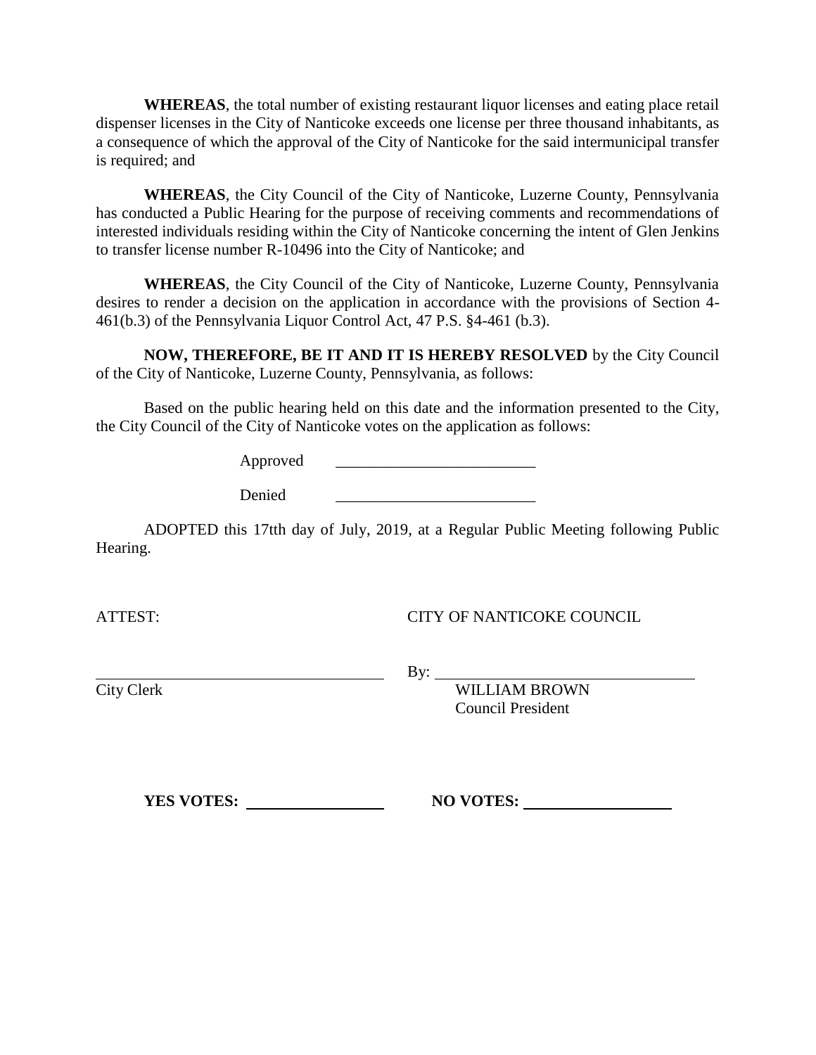**WHEREAS**, the total number of existing restaurant liquor licenses and eating place retail dispenser licenses in the City of Nanticoke exceeds one license per three thousand inhabitants, as a consequence of which the approval of the City of Nanticoke for the said intermunicipal transfer is required; and

**WHEREAS**, the City Council of the City of Nanticoke, Luzerne County, Pennsylvania has conducted a Public Hearing for the purpose of receiving comments and recommendations of interested individuals residing within the City of Nanticoke concerning the intent of Glen Jenkins to transfer license number R-10496 into the City of Nanticoke; and

**WHEREAS**, the City Council of the City of Nanticoke, Luzerne County, Pennsylvania desires to render a decision on the application in accordance with the provisions of Section 4-461(b.3) of the Pennsylvania Liquor Control Act, 47 P.S. §4-461 (b.3).

**NOW, THEREFORE, BE IT AND IT IS HEREBY RESOLVED** by the City Council of the City of Nanticoke, Luzerne County, Pennsylvania, as follows:

Based on the public hearing held on this date and the information presented to the City, the City Council of the City of Nanticoke votes on the application as follows:

Approved \_\_\_\_\_\_\_\_\_\_\_\_\_\_\_\_\_\_\_\_\_\_\_\_\_

Denied \_\_\_\_\_\_\_\_\_\_\_\_\_\_\_\_\_\_\_\_\_\_\_\_\_

ADOPTED this 17tth day of July, 2019, at a Regular Public Meeting following Public Hearing.

ATTEST: CITY OF NANTICOKE COUNCIL

\_\_\_\_\_\_\_\_\_\_\_\_\_\_\_\_\_\_\_\_\_\_\_\_\_\_\_\_\_\_\_\_\_\_\_ By: \_\_\_\_\_\_\_\_\_\_\_\_\_\_\_\_\_\_\_\_\_\_\_\_\_\_\_\_\_\_\_\_

City Clerk

WILLIAM BROWN
Council President

**YES VOTES:** \_\_\_\_\_\_\_\_\_\_\_\_\_\_\_\_\_ **NO VOTES:** \_\_\_\_\_\_\_\_\_\_\_\_\_\_\_\_\_\_\_